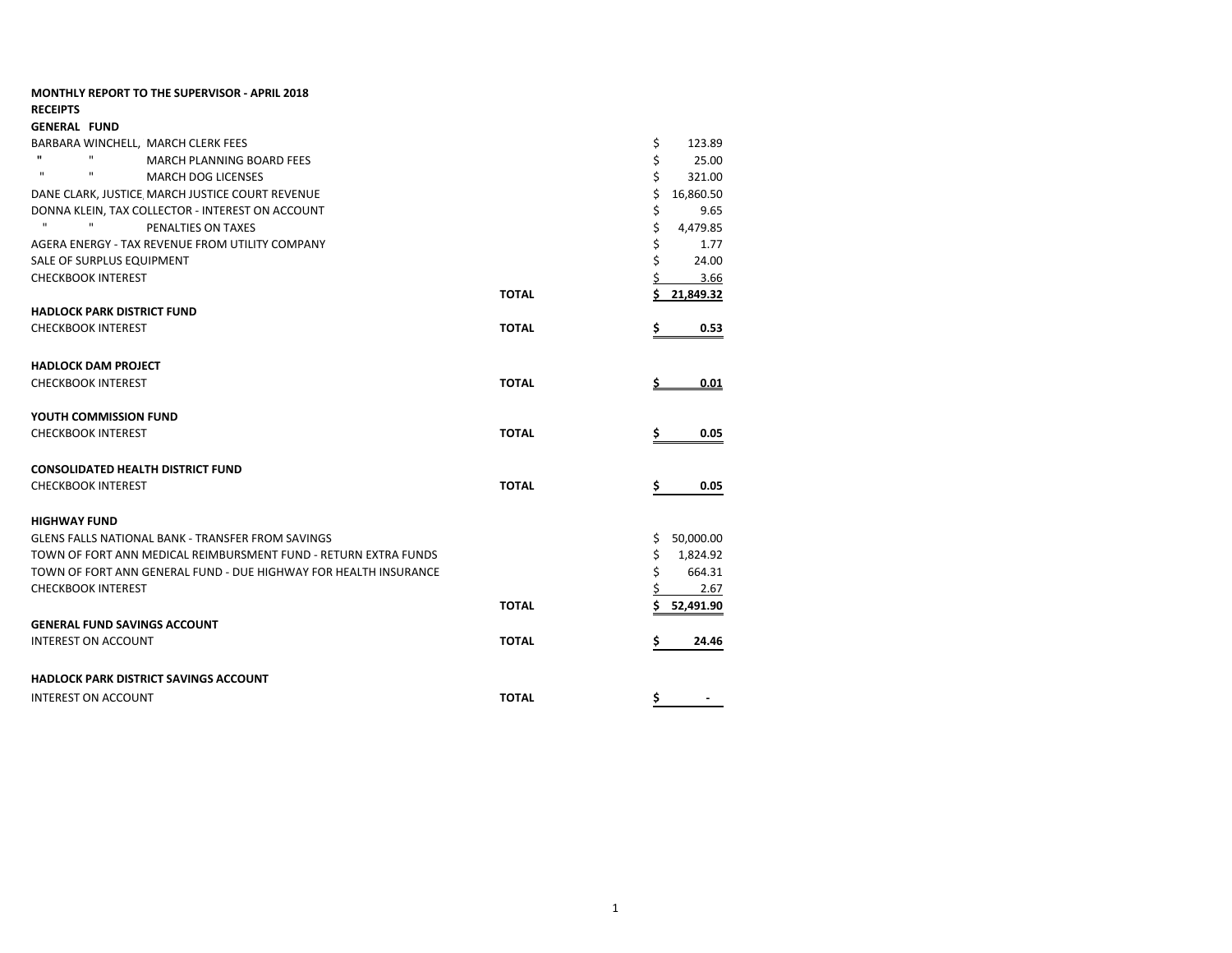**MONTHLY REPORT TO THE SUPERVISOR - APRIL 2018**

**RECEIPTS**

**GENERAL FUND**

| | | |
|---|---|---|
| BARBARA WINCHELL, MARCH CLERK FEES | | $ 123.89 |
| " " MARCH PLANNING BOARD FEES | | $ 25.00 |
| " " MARCH DOG LICENSES | | $ 321.00 |
| DANE CLARK, JUSTICE, MARCH JUSTICE COURT REVENUE | | $ 16,860.50 |
| DONNA KLEIN, TAX COLLECTOR - INTEREST ON ACCOUNT | | $ 9.65 |
| " " PENALTIES ON TAXES | | $ 4,479.85 |
| AGERA ENERGY - TAX REVENUE FROM UTILITY COMPANY | | $ 1.77 |
| SALE OF SURPLUS EQUIPMENT | | $ 24.00 |
| CHECKBOOK INTEREST | | $ 3.66 |
| | **TOTAL** | **$ 21,849.32** |

**HADLOCK PARK DISTRICT FUND**

| | | |
|---|---|---|
| CHECKBOOK INTEREST | **TOTAL** | **$ 0.53** |

**HADLOCK DAM PROJECT**

| | | |
|---|---|---|
| CHECKBOOK INTEREST | **TOTAL** | **$ 0.01** |

**YOUTH COMMISSION FUND**

| | | |
|---|---|---|
| CHECKBOOK INTEREST | **TOTAL** | **$ 0.05** |

**CONSOLIDATED HEALTH DISTRICT FUND**

| | | |
|---|---|---|
| CHECKBOOK INTEREST | **TOTAL** | **$ 0.05** |

**HIGHWAY FUND**

| | | |
|---|---|---|
| GLENS FALLS NATIONAL BANK - TRANSFER FROM SAVINGS | | $ 50,000.00 |
| TOWN OF FORT ANN MEDICAL REIMBURSMENT FUND - RETURN EXTRA FUNDS | | $ 1,824.92 |
| TOWN OF FORT ANN GENERAL FUND - DUE HIGHWAY FOR HEALTH INSURANCE | | $ 664.31 |
| CHECKBOOK INTEREST | | $ 2.67 |
| | **TOTAL** | **$ 52,491.90** |

**GENERAL FUND SAVINGS ACCOUNT**

| | | |
|---|---|---|
| INTEREST ON ACCOUNT | **TOTAL** | **$ 24.46** |

**HADLOCK PARK DISTRICT SAVINGS ACCOUNT**

| | | |
|---|---|---|
| INTEREST ON ACCOUNT | **TOTAL** | **$ -** |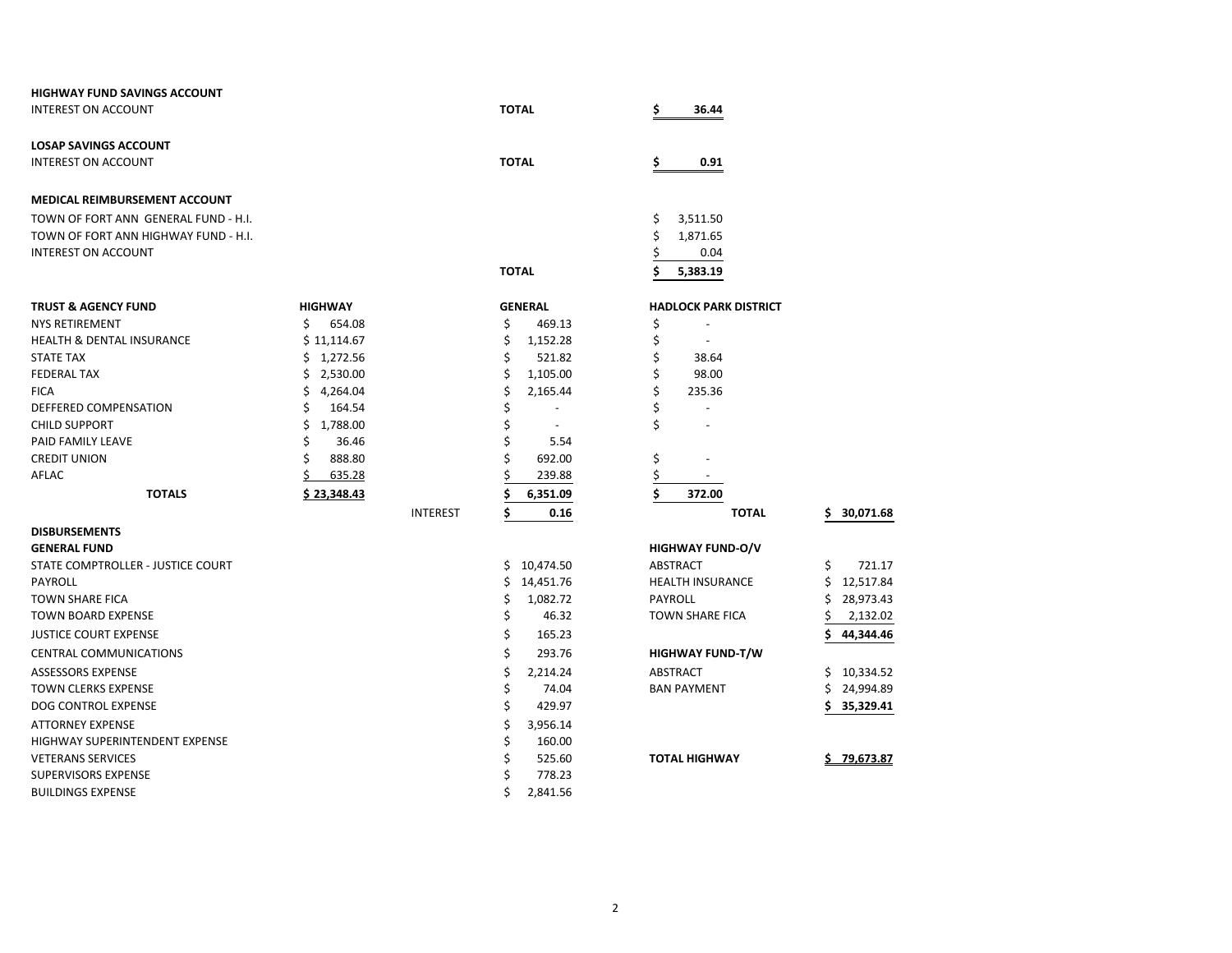**HIGHWAY FUND SAVINGS ACCOUNT**

| | | |
|---|---|---|
| INTEREST ON ACCOUNT | **TOTAL** | **$ 36.44** |

**LOSAP SAVINGS ACCOUNT**

| | | |
|---|---|---|
| INTEREST ON ACCOUNT | **TOTAL** | **$ 0.91** |

**MEDICAL REIMBURSEMENT ACCOUNT**

| | | |
|---|---|---|
| TOWN OF FORT ANN GENERAL FUND - H.I. | | $ 3,511.50 |
| TOWN OF FORT ANN HIGHWAY FUND - H.I. | | $ 1,871.65 |
| INTEREST ON ACCOUNT | | $ 0.04 |
| | **TOTAL** | **$ 5,383.19** |

| **TRUST & AGENCY FUND** | **HIGHWAY** | | **GENERAL** | **HADLOCK PARK DISTRICT** | | |
|---|---|---|---|---|---|---|
| NYS RETIREMENT | $ 654.08 | | $ 469.13 | $ - | | |
| HEALTH & DENTAL INSURANCE | $ 11,114.67 | | $ 1,152.28 | $ - | | |
| STATE TAX | $ 1,272.56 | | $ 521.82 | $ 38.64 | | |
| FEDERAL TAX | $ 2,530.00 | | $ 1,105.00 | $ 98.00 | | |
| FICA | $ 4,264.04 | | $ 2,165.44 | $ 235.36 | | |
| DEFFERED COMPENSATION | $ 164.54 | | $ - | $ - | | |
| CHILD SUPPORT | $ 1,788.00 | | $ - | $ - | | |
| PAID FAMILY LEAVE | $ 36.46 | | $ 5.54 | | | |
| CREDIT UNION | $ 888.80 | | $ 692.00 | $ - | | |
| AFLAC | $ 635.28 | | $ 239.88 | $ - | | |
| **TOTALS** | **$ 23,348.43** | | **$ 6,351.09** | **$ 372.00** | | |
| | | INTEREST | **$ 0.16** | | **TOTAL** | **$ 30,071.68** |

**DISBURSEMENTS**

| **GENERAL FUND** | | **HIGHWAY FUND-O/V** | |
|---|---|---|---|
| STATE COMPTROLLER - JUSTICE COURT | $ 10,474.50 | ABSTRACT | $ 721.17 |
| PAYROLL | $ 14,451.76 | HEALTH INSURANCE | $ 12,517.84 |
| TOWN SHARE FICA | $ 1,082.72 | PAYROLL | $ 28,973.43 |
| TOWN BOARD EXPENSE | $ 46.32 | TOWN SHARE FICA | $ 2,132.02 |
| JUSTICE COURT EXPENSE | $ 165.23 | | **$ 44,344.46** |
| CENTRAL COMMUNICATIONS | $ 293.76 | **HIGHWAY FUND-T/W** | |
| ASSESSORS EXPENSE | $ 2,214.24 | ABSTRACT | $ 10,334.52 |
| TOWN CLERKS EXPENSE | $ 74.04 | BAN PAYMENT | $ 24,994.89 |
| DOG CONTROL EXPENSE | $ 429.97 | | **$ 35,329.41** |
| ATTORNEY EXPENSE | $ 3,956.14 | | |
| HIGHWAY SUPERINTENDENT EXPENSE | $ 160.00 | | |
| VETERANS SERVICES | $ 525.60 | **TOTAL HIGHWAY** | **$ 79,673.87** |
| SUPERVISORS EXPENSE | $ 778.23 | | |
| BUILDINGS EXPENSE | $ 2,841.56 | | |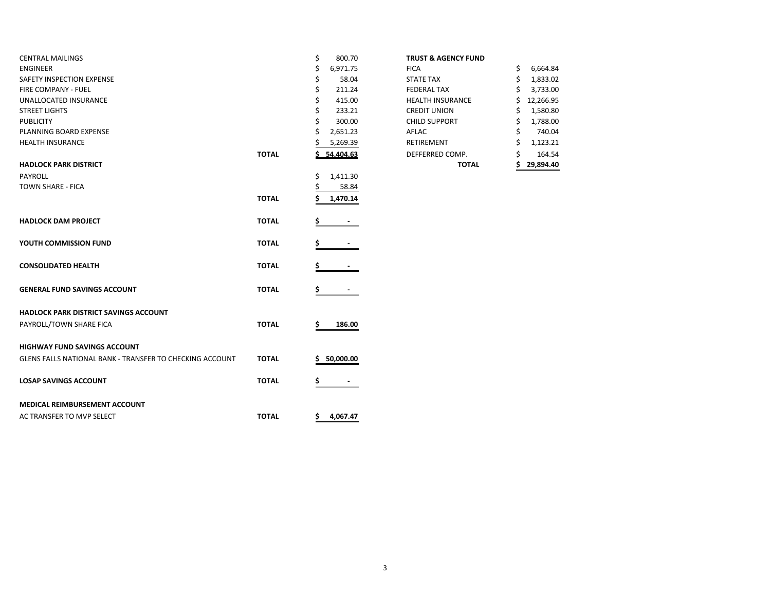| | | |
|---|---|---|
| CENTRAL MAILINGS | | $ 800.70 |
| ENGINEER | | $ 6,971.75 |
| SAFETY INSPECTION EXPENSE | | $ 58.04 |
| FIRE COMPANY - FUEL | | $ 211.24 |
| UNALLOCATED INSURANCE | | $ 415.00 |
| STREET LIGHTS | | $ 233.21 |
| PUBLICITY | | $ 300.00 |
| PLANNING BOARD EXPENSE | | $ 2,651.23 |
| HEALTH INSURANCE | | $ 5,269.39 |
| | **TOTAL** | **$ 54,404.63** |
| **HADLOCK PARK DISTRICT** | | |
| PAYROLL | | $ 1,411.30 |
| TOWN SHARE - FICA | | $ 58.84 |
| | **TOTAL** | **$ 1,470.14** |
| **HADLOCK DAM PROJECT** | **TOTAL** | **$ -** |
| **YOUTH COMMISSION FUND** | **TOTAL** | **$ -** |
| **CONSOLIDATED HEALTH** | **TOTAL** | **$ -** |
| **GENERAL FUND SAVINGS ACCOUNT** | **TOTAL** | **$ -** |
| **HADLOCK PARK DISTRICT SAVINGS ACCOUNT** | | |
| PAYROLL/TOWN SHARE FICA | **TOTAL** | **$ 186.00** |
| **HIGHWAY FUND SAVINGS ACCOUNT** | | |
| GLENS FALLS NATIONAL BANK - TRANSFER TO CHECKING ACCOUNT | **TOTAL** | **$ 50,000.00** |
| **LOSAP SAVINGS ACCOUNT** | **TOTAL** | **$ -** |
| **MEDICAL REIMBURSEMENT ACCOUNT** | | |
| AC TRANSFER TO MVP SELECT | **TOTAL** | **$ 4,067.47** |

| **TRUST & AGENCY FUND** | |
|---|---|
| FICA | $ 6,664.84 |
| STATE TAX | $ 1,833.02 |
| FEDERAL TAX | $ 3,733.00 |
| HEALTH INSURANCE | $ 12,266.95 |
| CREDIT UNION | $ 1,580.80 |
| CHILD SUPPORT | $ 1,788.00 |
| AFLAC | $ 740.04 |
| RETIREMENT | $ 1,123.21 |
| DEFFERRED COMP. | $ 164.54 |
| **TOTAL** | **$ 29,894.40** |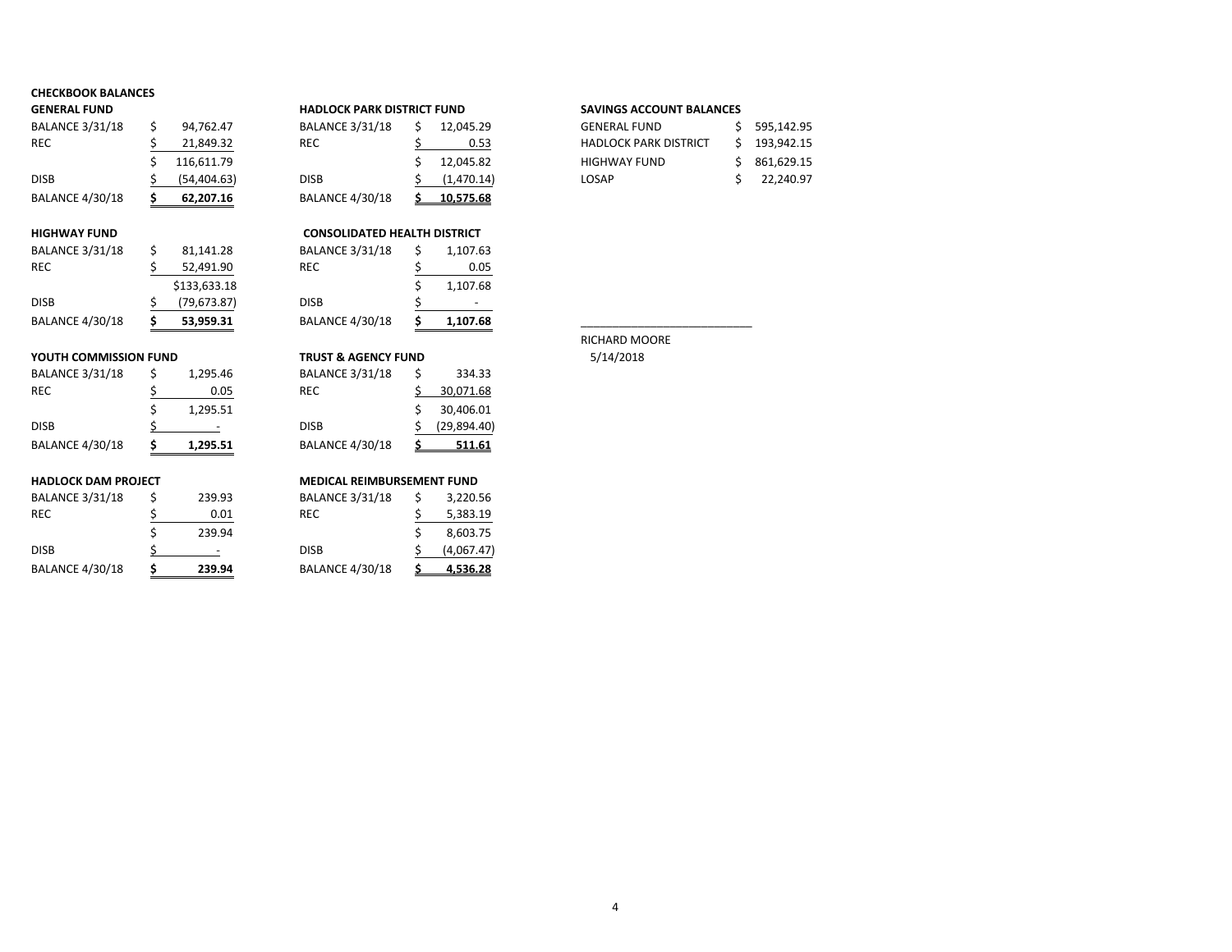**CHECKBOOK BALANCES**

**GENERAL FUND**

| | | |
|---|---|---|
| BALANCE 3/31/18 | $ | 94,762.47 |
| REC | $ | 21,849.32 |
| | $ | 116,611.79 |
| DISB | $ | (54,404.63) |
| BALANCE 4/30/18 | **$** | **62,207.16** |

**HADLOCK PARK DISTRICT FUND**

| | | |
|---|---|---|
| BALANCE 3/31/18 | $ | 12,045.29 |
| REC | $ | 0.53 |
| | $ | 12,045.82 |
| DISB | $ | (1,470.14) |
| BALANCE 4/30/18 | **$** | **10,575.68** |

**SAVINGS ACCOUNT BALANCES**

| | | |
|---|---|---|
| GENERAL FUND | $ | 595,142.95 |
| HADLOCK PARK DISTRICT | $ | 193,942.15 |
| HIGHWAY FUND | $ | 861,629.15 |
| LOSAP | $ | 22,240.97 |

**HIGHWAY FUND**

| | | |
|---|---|---|
| BALANCE 3/31/18 | $ | 81,141.28 |
| REC | $ | 52,491.90 |
| | | $133,633.18 |
| DISB | $ | (79,673.87) |
| BALANCE 4/30/18 | **$** | **53,959.31** |

**CONSOLIDATED HEALTH DISTRICT**

| | | |
|---|---|---|
| BALANCE 3/31/18 | $ | 1,107.63 |
| REC | $ | 0.05 |
| | $ | 1,107.68 |
| DISB | $ | - |
| BALANCE 4/30/18 | **$** | **1,107.68** |

**YOUTH COMMISSION FUND**

| | | |
|---|---|---|
| BALANCE 3/31/18 | $ | 1,295.46 |
| REC | $ | 0.05 |
| | $ | 1,295.51 |
| DISB | $ | - |
| BALANCE 4/30/18 | **$** | **1,295.51** |

**TRUST & AGENCY FUND**

| | | |
|---|---|---|
| BALANCE 3/31/18 | $ | 334.33 |
| REC | $ | 30,071.68 |
| | $ | 30,406.01 |
| DISB | $ | (29,894.40) |
| BALANCE 4/30/18 | **$** | **511.61** |

**HADLOCK DAM PROJECT**

| | | |
|---|---|---|
| BALANCE 3/31/18 | $ | 239.93 |
| REC | $ | 0.01 |
| | $ | 239.94 |
| DISB | $ | - |
| BALANCE 4/30/18 | **$** | **239.94** |

**MEDICAL REIMBURSEMENT FUND**

| | | |
|---|---|---|
| BALANCE 3/31/18 | $ | 3,220.56 |
| REC | $ | 5,383.19 |
| | $ | 8,603.75 |
| DISB | $ | (4,067.47) |
| BALANCE 4/30/18 | **$** | **4,536.28** |

___________________________

RICHARD MOORE

5/14/2018